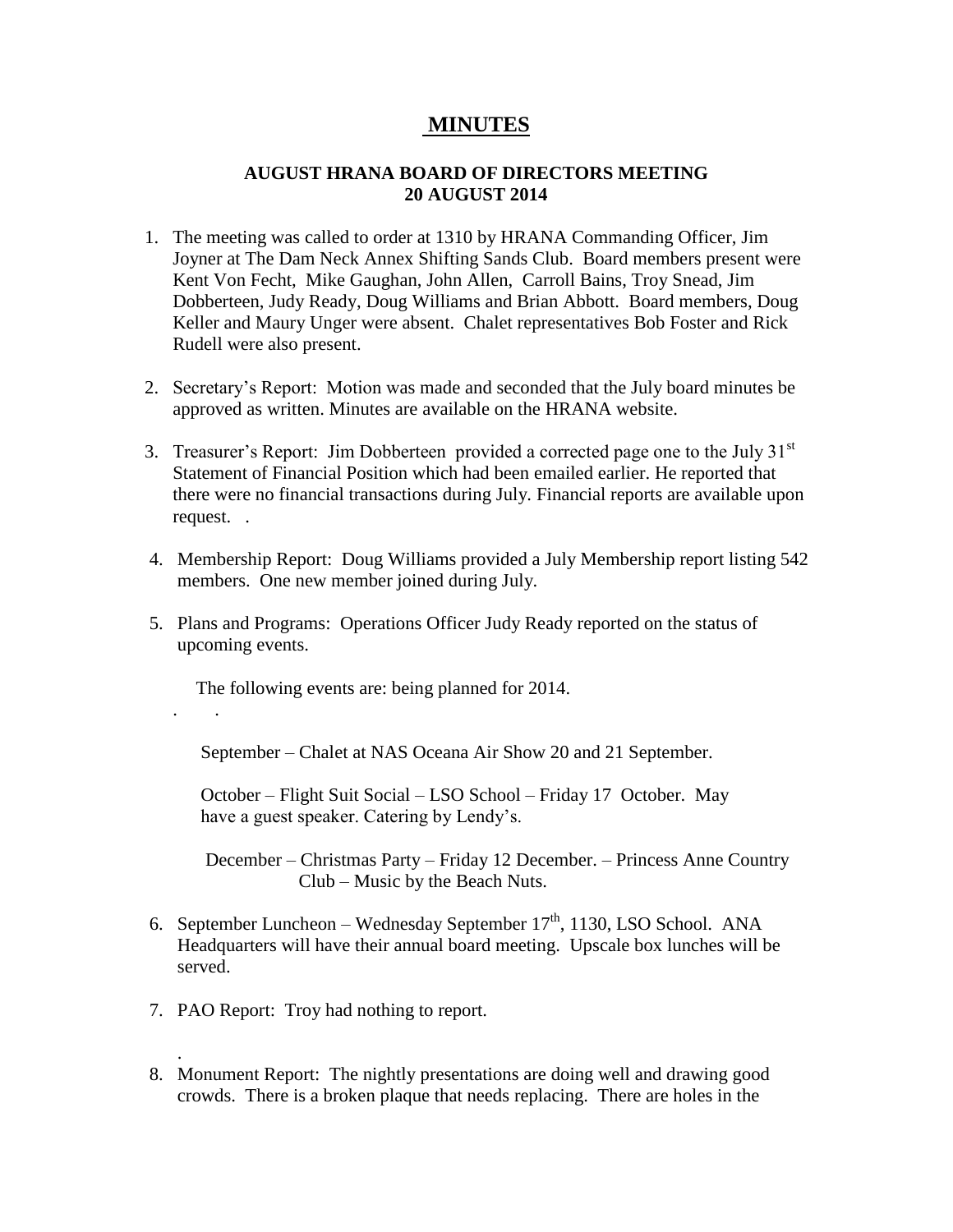# MINUTES

## AUGUST HRANA BOARD OF DIRECTORS MEETING
## 20 AUGUST 2014

1. The meeting was called to order at 1310 by HRANA Commanding Officer, Jim Joyner at The Dam Neck Annex Shifting Sands Club. Board members present were Kent Von Fecht, Mike Gaughan, John Allen, Carroll Bains, Troy Snead, Jim Dobberteen, Judy Ready, Doug Williams and Brian Abbott. Board members, Doug Keller and Maury Unger were absent. Chalet representatives Bob Foster and Rick Rudell were also present.

2. Secretary's Report: Motion was made and seconded that the July board minutes be approved as written. Minutes are available on the HRANA website.

3. Treasurer's Report: Jim Dobberteen provided a corrected page one to the July 31st Statement of Financial Position which had been emailed earlier. He reported that there were no financial transactions during July. Financial reports are available upon request. .

4. Membership Report: Doug Williams provided a July Membership report listing 542 members. One new member joined during July.

5. Plans and Programs: Operations Officer Judy Ready reported on the status of upcoming events.

   The following events are: being planned for 2014.

   .　　.

   September – Chalet at NAS Oceana Air Show 20 and 21 September.

   October – Flight Suit Social – LSO School – Friday 17 October. May have a guest speaker. Catering by Lendy's.

   December – Christmas Party – Friday 12 December. – Princess Anne Country Club – Music by the Beach Nuts.

6. September Luncheon – Wednesday September 17th, 1130, LSO School. ANA Headquarters will have their annual board meeting. Upscale box lunches will be served.

7. PAO Report: Troy had nothing to report.

   .

8. Monument Report: The nightly presentations are doing well and drawing good crowds. There is a broken plaque that needs replacing. There are holes in the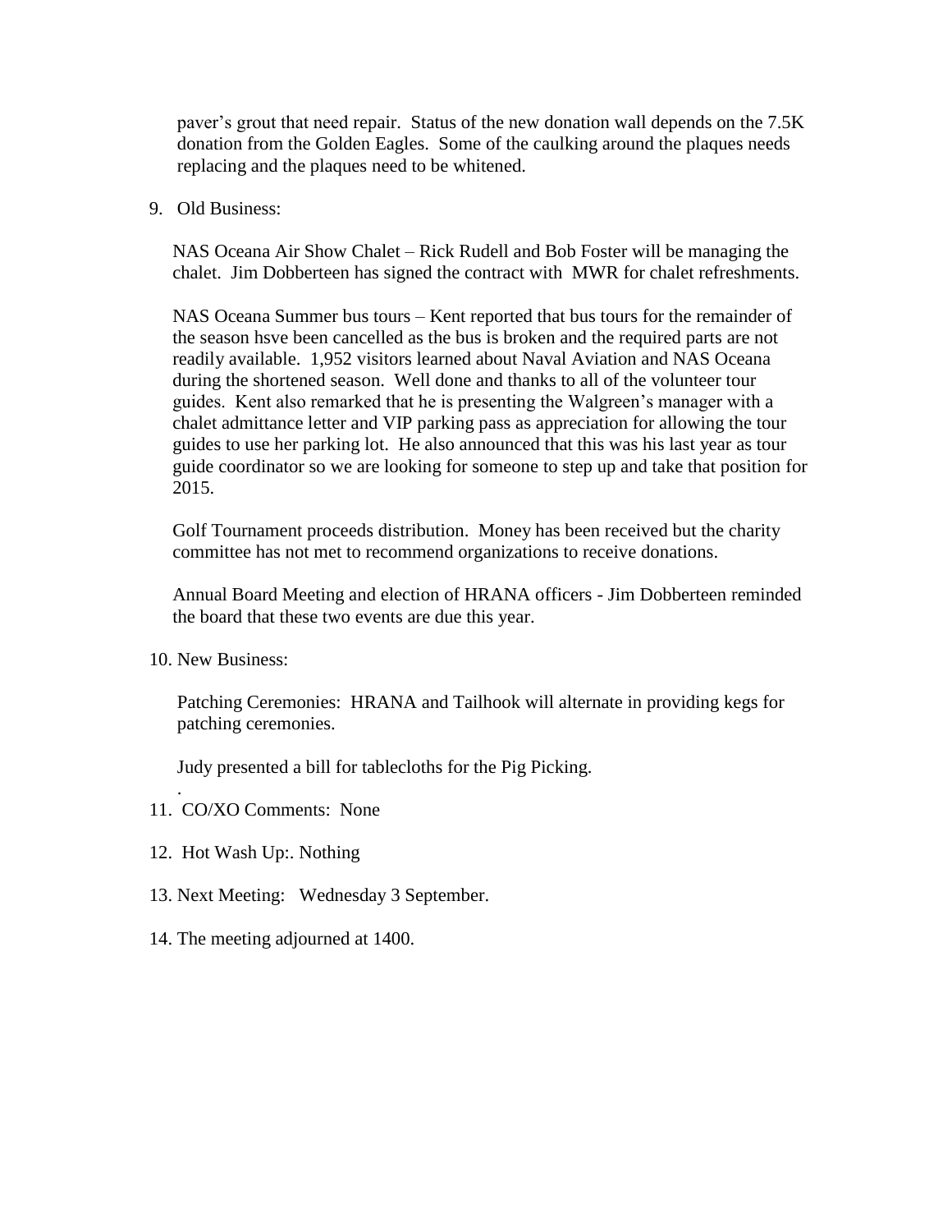paver's grout that need repair. Status of the new donation wall depends on the 7.5K donation from the Golden Eagles. Some of the caulking around the plaques needs replacing and the plaques need to be whitened.

9. Old Business:

   NAS Oceana Air Show Chalet – Rick Rudell and Bob Foster will be managing the chalet. Jim Dobberteen has signed the contract with MWR for chalet refreshments.

   NAS Oceana Summer bus tours – Kent reported that bus tours for the remainder of the season hsve been cancelled as the bus is broken and the required parts are not readily available. 1,952 visitors learned about Naval Aviation and NAS Oceana during the shortened season. Well done and thanks to all of the volunteer tour guides. Kent also remarked that he is presenting the Walgreen's manager with a chalet admittance letter and VIP parking pass as appreciation for allowing the tour guides to use her parking lot. He also announced that this was his last year as tour guide coordinator so we are looking for someone to step up and take that position for 2015.

   Golf Tournament proceeds distribution. Money has been received but the charity committee has not met to recommend organizations to receive donations.

   Annual Board Meeting and election of HRANA officers - Jim Dobberteen reminded the board that these two events are due this year.

10. New Business:

    Patching Ceremonies: HRANA and Tailhook will alternate in providing kegs for patching ceremonies.

    Judy presented a bill for tablecloths for the Pig Picking.

    .

11. CO/XO Comments: None

12. Hot Wash Up:. Nothing

13. Next Meeting: Wednesday 3 September.

14. The meeting adjourned at 1400.